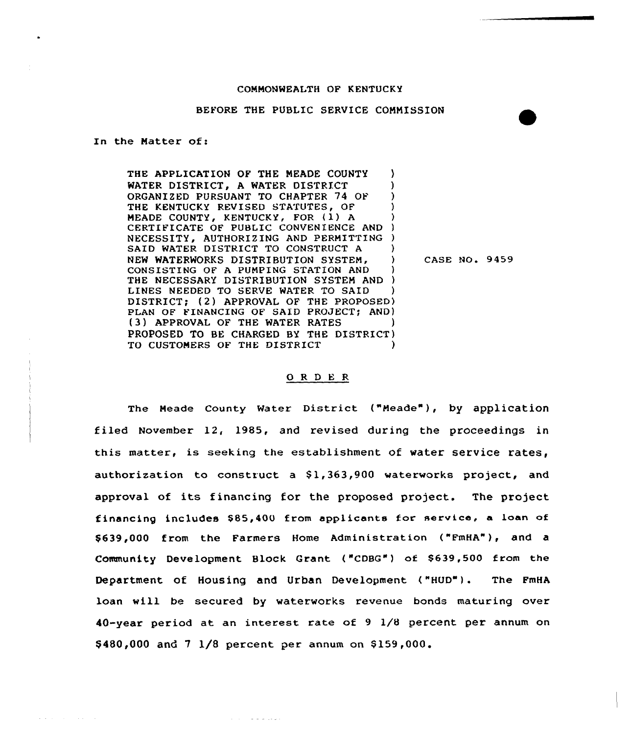COMMONWEALTH OF KENTUCKY

BEFORE THE PUBLIC SERVICE COMMISSION

In the Matter of:

THE APPLICATION OF THE MEADE COUNTY WATER DISTRICT, A WATER DISTRICT ORGANIZED PURSUANT TO CHAPTER 74 OF THE KENTUCKY REVISED STATUTES, OF MEADE COUNTY, KENTUCKY, FOR (1) A CERTIFICATE OF PUBLIC CONVENIENCE AND NECESSITY, AUTHORIZING AND PERMITTING SAID WATER DISTRICT TO CONSTRUCT A NEW WATERWORKS DISTRIBUTION SYSTEM, CONSISTING OF A PUMPING STATION AND THE NECESSARY DISTRIBUTION SYSTEM AND LINES NEEDED TO SERVE WATER TO SAID DISTRICT; (2) APPROVAL OF THE PROPOSED PLAN OF FINANCING OF SAID PROJECT; AND (3) APPROVAL OF THE WATER RATES PROPOSED TO BE CHARGED BY THE DISTRICT TO CUSTOMERS OF THE DISTRICT

CASE NO. 9459

## ORDER

The Meade County Water District ("Meade"), by application filed November 12, 1985, and revised during the proceedings in this matter, is seeking the establishment of water service rates, authorization to construct a $1,363,900 waterworks project, and approval of its financing for the proposed project. The project financing includes $85,400 from applicants for service, a loan of $639,000 from the Farmers Home Administration ("FmHA"), and a Community Development Block Grant ("CDBG") of $639,500 from the Department of Housing and Urban Development ("HUD"). The FmHA loan will be secured by waterworks revenue bonds maturing over 40-year period at an interest rate of 9 1/8 percent per annum on $480,000 and 7 1/8 percent per annum on $159,000.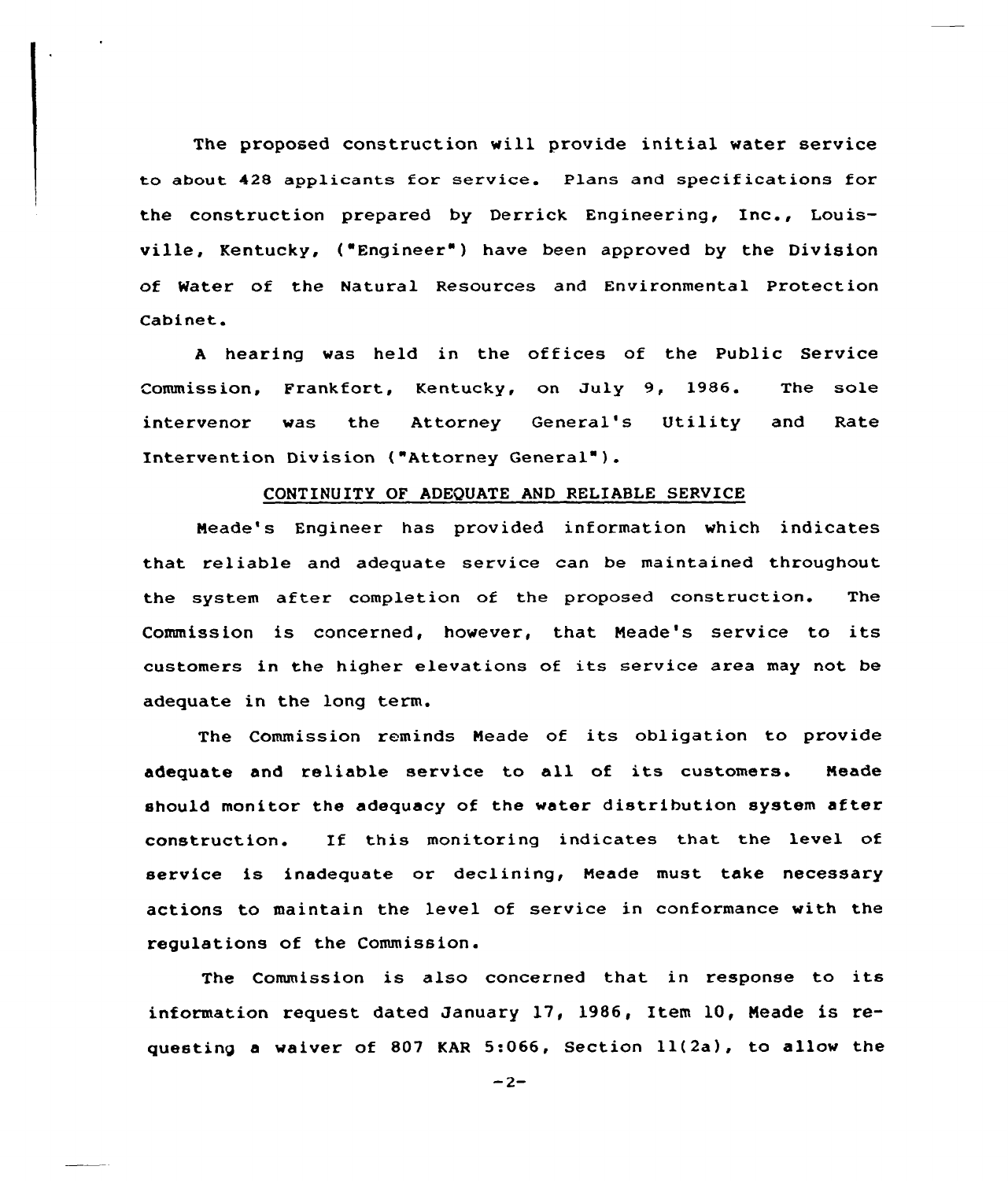The proposed construction will provide initial water service to about 428 applicants for service. Plans and specifications for the construction prepared by Derrick Engineering, Inc., Louisville, Kentucky, ("Engineer") have been approved by the Division of Water of the Natural Resources and Environmental Protection Cabinet.

A hearing was held in the offices of the Public Service Commission, Frankfort, Kentucky, on July 9, 1986. The sole intervenor was the Attorney General's Utility and Rate Intervention Division ("Attorney General").

## CONTINUITY OF ADEQUATE AND RELIABLE SERVICE

Meade's Engineer has provided information which indicates that reliable and adequate service can be maintained throughout the system after completion of the proposed construction. The Commission is concerned, however, that Meade's service to its customers in the higher elevations of its service area may not be adequate in the long term.

The Commission reminds Meade of its obligation to provide adequate and reliable service to all of its customers. Meade should monitor the adequacy of the water distribution system after construction. If this monitoring indicates that the level of service is inadequate or declining, Meade must take necessary actions to maintain the level of service in conformance with the regulations of the Commission.

The Commission is also concerned that in response to its information request dated January 17, 1986, Item 10, Meade is requesting a waiver of 807 KAR 5:066, Section 11(2a), to allow the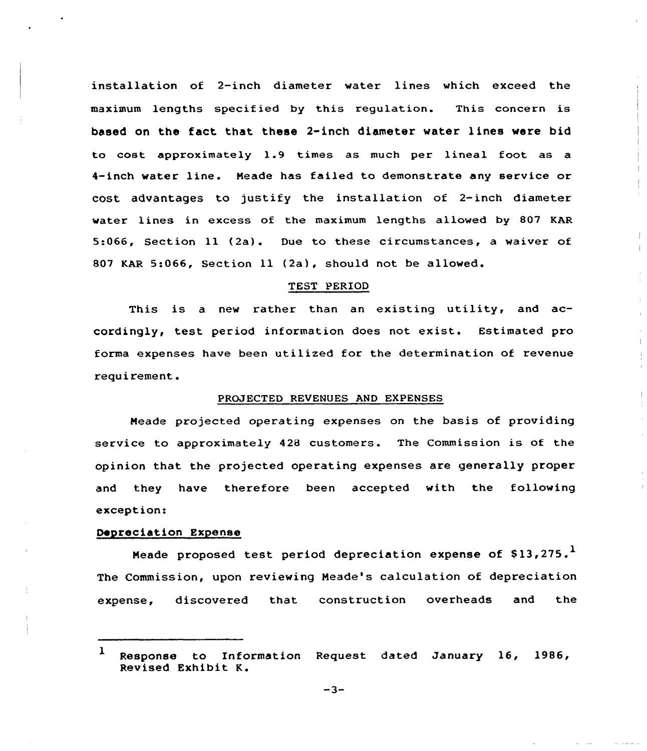installation of 2-inch diameter water lines which exceed the maximum lengths specified by this regulation. This concern is based on the fact that these 2-inch diameter water lines were bid to cost approximately 1.9 times as much per lineal foot as a 4-inch water line. Meade has failed to demonstrate any service or cost advantages to justify the installation of 2-inch diameter water lines in excess of the maximum lengths allowed by 807 KAR 5:066, Section 11 (2a). Due to these circumstances, a waiver of 807 KAR 5:066, Section 11 (2a), should not be allowed.

## TEST PERIOD

This is a new rather than an existing utility, and accordingly, test period information does not exist. Estimated pro forma expenses have been utilized for the determination of revenue requirement.

## PROJECTED REVENUES AND EXPENSES

Meade projected operating expenses on the basis of providing service to approximately 428 customers. The Commission is of the opinion that the projected operating expenses are generally proper and they have therefore been accepted with the following exception:

### Depreciation Expense

Meade proposed test period depreciation expense of $13,275.[1] The Commission, upon reviewing Meade's calculation of depreciation expense, discovered that construction overheads and the

---

[1] Response to Information Request dated January 16, 1986, Revised Exhibit K.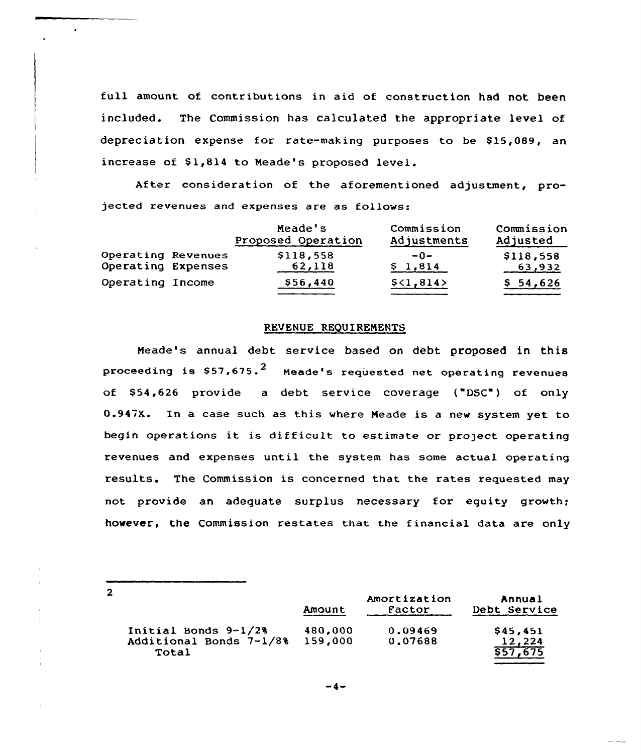full amount of contributions in aid of construction had not been included. The Commission has calculated the appropriate level of depreciation expense for rate-making purposes to be $15,089, an increase of $1,814 to Meade's proposed level.

After consideration of the aforementioned adjustment, projected revenues and expenses are as follows:

| | Meade's Proposed Operation | Commission Adjustments | Commission Adjusted |
|---|---|---|---|
| Operating Revenues | $118,558 | -0- | $118,558 |
| Operating Expenses | 62,118 | $ 1,814 | 63,932 |
| Operating Income | $56,440 | $<1,814> | $ 54,626 |

## REVENUE REQUIREMENTS

Meade's annual debt service based on debt proposed in this proceeding is $57,675.[2] Meade's requested net operating revenues of $54,626 provide a debt service coverage ("DSC") of only 0.947X. In a case such as this where Meade is a new system yet to begin operations it is difficult to estimate or project operating revenues and expenses until the system has some actual operating results. The Commission is concerned that the rates requested may not provide an adequate surplus necessary for equity growth; however, the Commission restates that the financial data are only

---

2

| | Amount | Amortization Factor | Annual Debt Service |
|---|---|---|---|
| Initial Bonds 9-1/2% | 480,000 | 0.09469 | $45,451 |
| Additional Bonds 7-1/8% | 159,000 | 0.07688 | 12,224 |
| Total | | | $57,675 |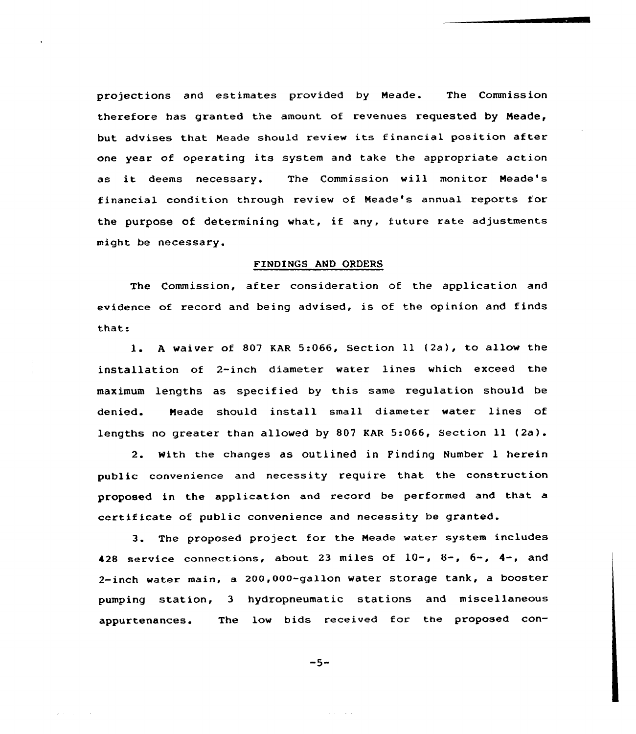projections and estimates provided by Meade. The Commission therefore has granted the amount of revenues requested by Meade, but advises that Meade should review its financial position after one year of operating its system and take the appropriate action as it deems necessary. The Commission will monitor Meade's financial condition through review of Meade's annual reports for the purpose of determining what, if any, future rate adjustments might be necessary.

## FINDINGS AND ORDERS

The Commission, after consideration of the application and evidence of record and being advised, is of the opinion and finds that:

1. A waiver of 807 KAR 5:066, Section 11 (2a), to allow the installation of 2-inch diameter water lines which exceed the maximum lengths as specified by this same regulation should be denied. Meade should install small diameter water lines of lengths no greater than allowed by 807 KAR 5:066, Section 11 (2a).

2. With the changes as outlined in Finding Number 1 herein public convenience and necessity require that the construction proposed in the application and record be performed and that a certificate of public convenience and necessity be granted.

3. The proposed project for the Meade water system includes 428 service connections, about 23 miles of 10-, 8-, 6-, 4-, and 2-inch water main, a 200,000-gallon water storage tank, a booster pumping station, 3 hydropneumatic stations and miscellaneous appurtenances. The low bids received for the proposed con-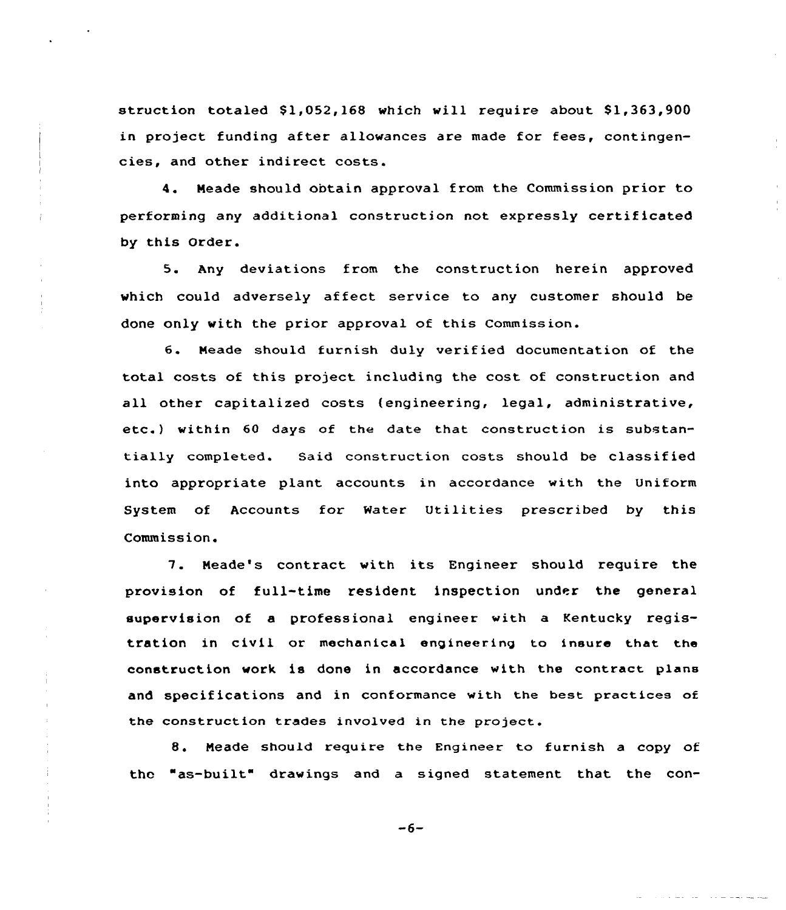struction totaled $1,052,168 which will require about $1,363,900 in project funding after allowances are made for fees, contingencies, and other indirect costs.

4. Meade should obtain approval from the Commission prior to performing any additional construction not expressly certificated by this Order.

5. Any deviations from the construction herein approved which could adversely affect service to any customer should be done only with the prior approval of this Commission.

6. Meade should furnish duly verified documentation of the total costs of this project including the cost of construction and all other capitalized costs (engineering, legal, administrative, etc.) within 60 days of the date that construction is substantially completed. Said construction costs should be classified into appropriate plant accounts in accordance with the Uniform System of Accounts for Water Utilities prescribed by this Commission.

7. Meade's contract with its Engineer should require the provision of full-time resident inspection under the general supervision of a professional engineer with a Kentucky registration in civil or mechanical engineering to insure that the construction work is done in accordance with the contract plans and specifications and in conformance with the best practices of the construction trades involved in the project.

8. Meade should require the Engineer to furnish a copy of the "as-built" drawings and a signed statement that the con-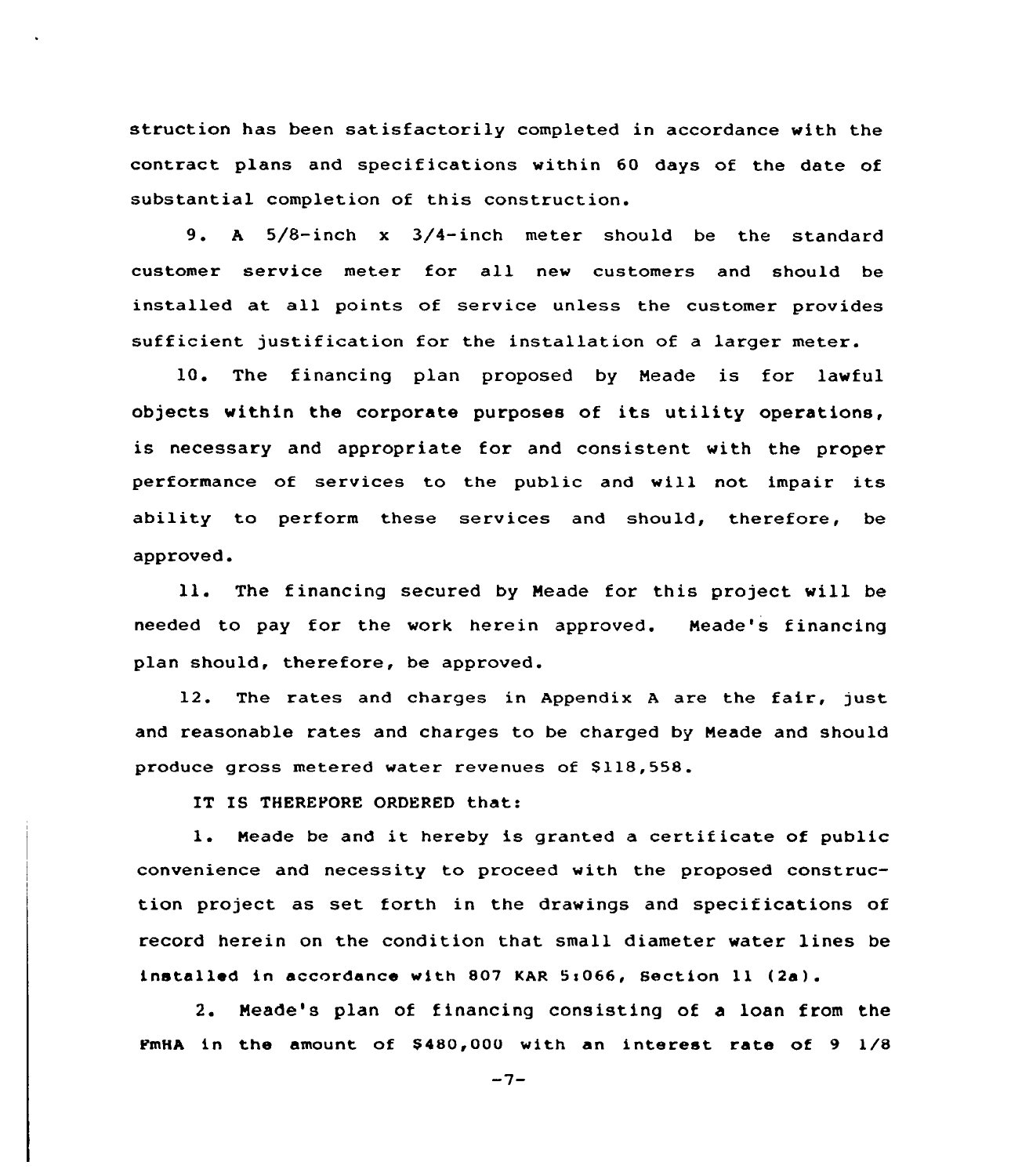struction has been satisfactorily completed in accordance with the contract plans and specifications within 60 days of the date of substantial completion of this construction.

9. A 5/8-inch x 3/4-inch meter should be the standard customer service meter for all new customers and should be installed at all points of service unless the customer provides sufficient justification for the installation of a larger meter.

10. The financing plan proposed by Meade is for lawful objects within the corporate purposes of its utility operations, is necessary and appropriate for and consistent with the proper performance of services to the public and will not impair its ability to perform these services and should, therefore, be approved.

11. The financing secured by Meade for this project will be needed to pay for the work herein approved. Meade's financing plan should, therefore, be approved.

12. The rates and charges in Appendix A are the fair, just and reasonable rates and charges to be charged by Meade and should produce gross metered water revenues of $118,558.

IT IS THEREFORE ORDERED that:

1. Meade be and it hereby is granted a certificate of public convenience and necessity to proceed with the proposed construction project as set forth in the drawings and specifications of record herein on the condition that small diameter water lines be installed in accordance with 807 KAR 5:066, Section 11 (2a).

2. Meade's plan of financing consisting of a loan from the FmHA in the amount of $480,000 with an interest rate of 9 1/8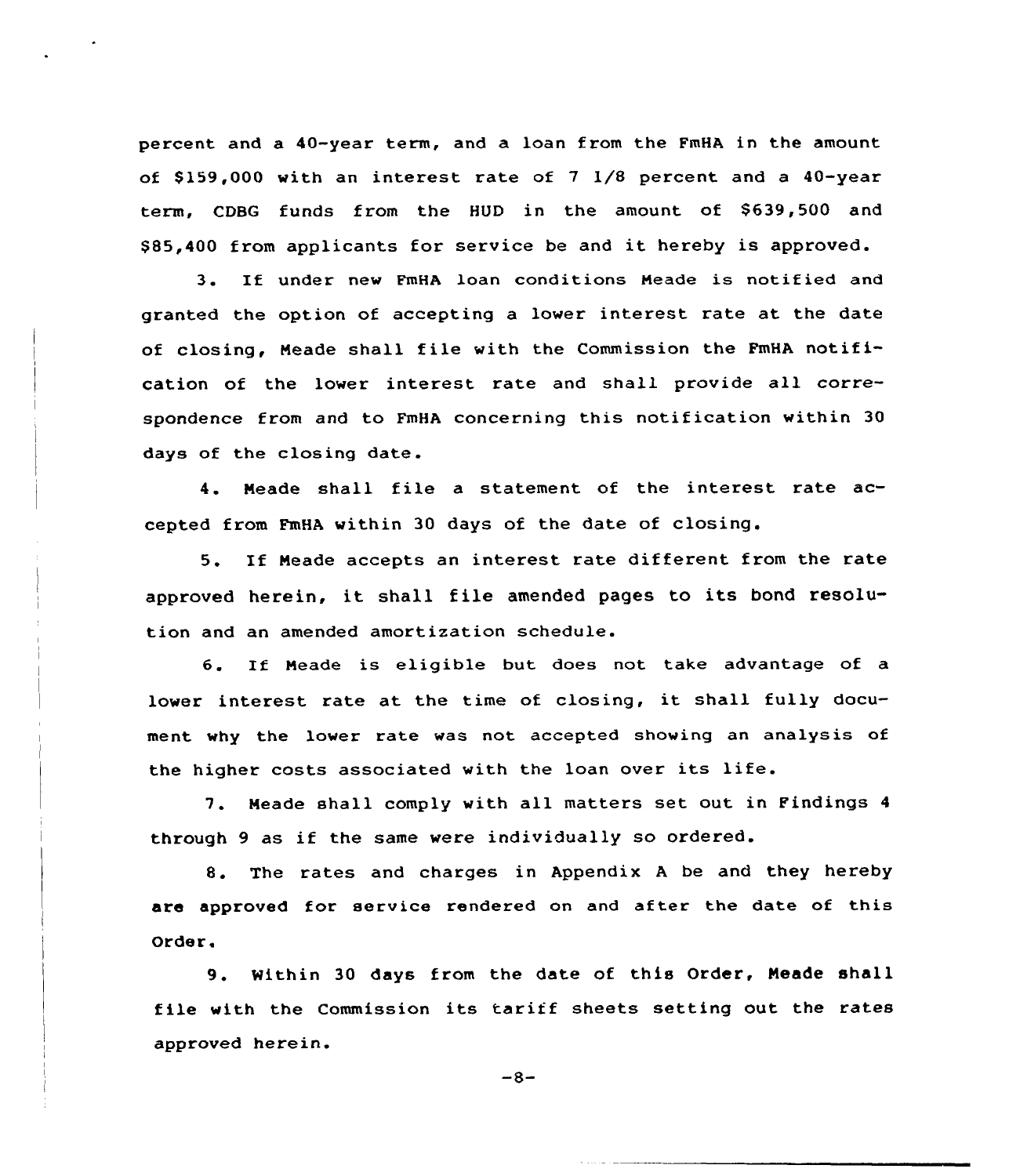percent and a 40-year term, and a loan from the FmHA in the amount of $159,000 with an interest rate of 7 1/8 percent and a 40-year term, CDBG funds from the HUD in the amount of $639,500 and $85,400 from applicants for service be and it hereby is approved.

3. If under new FmHA loan conditions Meade is notified and granted the option of accepting a lower interest rate at the date of closing, Meade shall file with the Commission the FmHA notification of the lower interest rate and shall provide all correspondence from and to FmHA concerning this notification within 30 days of the closing date.

4. Meade shall file a statement of the interest rate accepted from FmHA within 30 days of the date of closing.

5. If Meade accepts an interest rate different from the rate approved herein, it shall file amended pages to its bond resolution and an amended amortization schedule.

6. If Meade is eligible but does not take advantage of a lower interest rate at the time of closing, it shall fully document why the lower rate was not accepted showing an analysis of the higher costs associated with the loan over its life.

7. Meade shall comply with all matters set out in Findings 4 through 9 as if the same were individually so ordered.

8. The rates and charges in Appendix A be and they hereby are approved for service rendered on and after the date of this Order.

9. Within 30 days from the date of this Order, Meade shall file with the Commission its tariff sheets setting out the rates approved herein.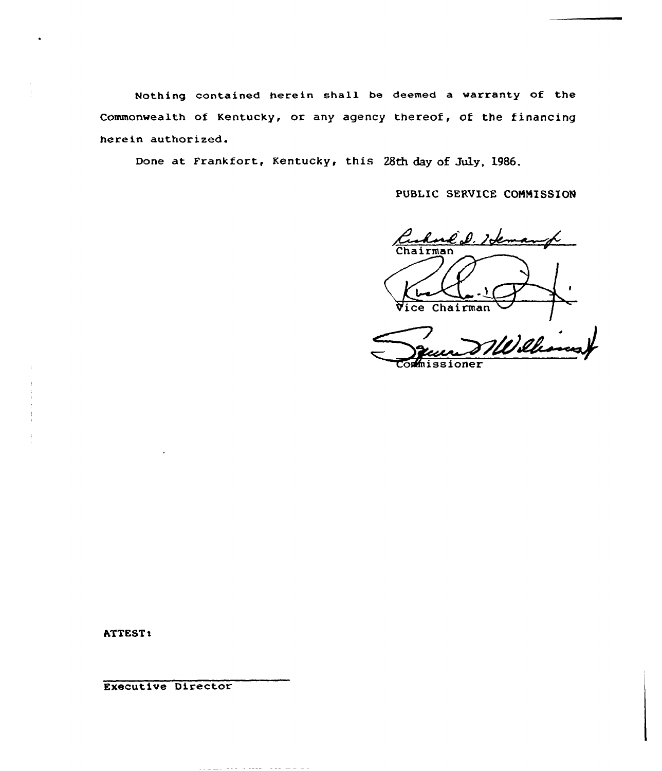Nothing contained herein shall be deemed a warranty of the Commonwealth of Kentucky, or any agency thereof, of the financing herein authorized.

Done at Frankfort, Kentucky, this 28th day of July, 1986.

PUBLIC SERVICE COMMISSION

Chairman

Vice Chairman

Commissioner

ATTEST:

Executive Director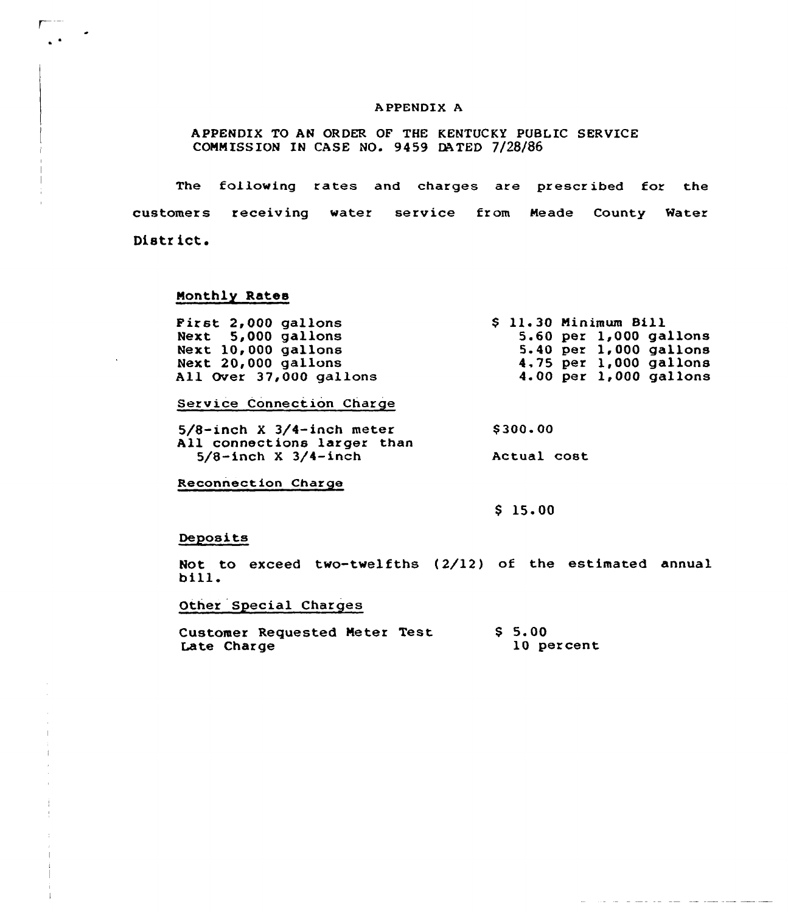# APPENDIX A

APPENDIX TO AN ORDER OF THE KENTUCKY PUBLIC SERVICE COMMISSION IN CASE NO. 9459 DATED 7/28/86

The following rates and charges are prescribed for the customers receiving water service from Meade County Water District.

## Monthly Rates

| | |
|---|---|
| First 2,000 gallons | $ 11.30 Minimum Bill |
| Next 5,000 gallons | 5.60 per 1,000 gallons |
| Next 10,000 gallons | 5.40 per 1,000 gallons |
| Next 20,000 gallons | 4.75 per 1,000 gallons |
| All Over 37,000 gallons | 4.00 per 1,000 gallons |

## Service Connection Charge

| | |
|---|---|
| 5/8-inch X 3/4-inch meter | $300.00 |
| All connections larger than 5/8-inch X 3/4-inch | Actual cost |

## Reconnection Charge

$ 15.00

## Deposits

Not to exceed two-twelfths (2/12) of the estimated annual bill.

## Other Special Charges

| | |
|---|---|
| Customer Requested Meter Test | $ 5.00 |
| Late Charge | 10 percent |